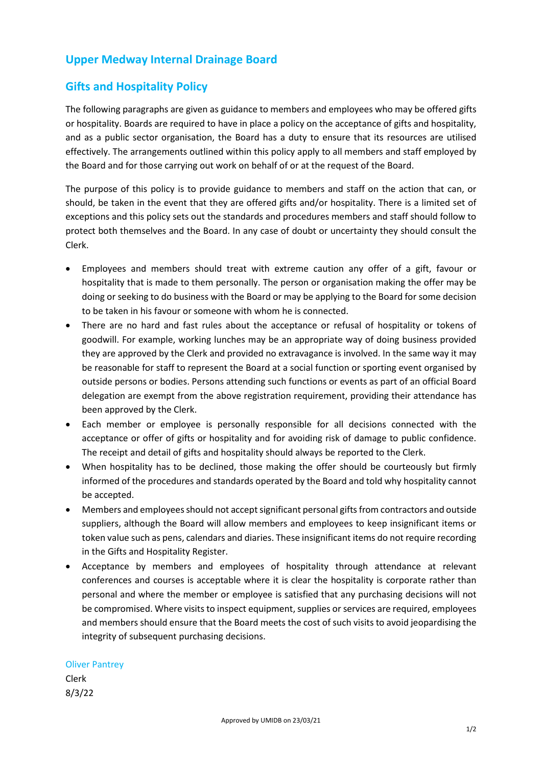# Upper Medway Internal Drainage Board

## Gifts and Hospitality Policy

The following paragraphs are given as guidance to members and employees who may be offered gifts or hospitality. Boards are required to have in place a policy on the acceptance of gifts and hospitality, and as a public sector organisation, the Board has a duty to ensure that its resources are utilised effectively. The arrangements outlined within this policy apply to all members and staff employed by the Board and for those carrying out work on behalf of or at the request of the Board.

The purpose of this policy is to provide guidance to members and staff on the action that can, or should, be taken in the event that they are offered gifts and/or hospitality. There is a limited set of exceptions and this policy sets out the standards and procedures members and staff should follow to protect both themselves and the Board. In any case of doubt or uncertainty they should consult the Clerk.

- Employees and members should treat with extreme caution any offer of a gift, favour or hospitality that is made to them personally. The person or organisation making the offer may be doing or seeking to do business with the Board or may be applying to the Board for some decision to be taken in his favour or someone with whom he is connected.
- There are no hard and fast rules about the acceptance or refusal of hospitality or tokens of goodwill. For example, working lunches may be an appropriate way of doing business provided they are approved by the Clerk and provided no extravagance is involved. In the same way it may be reasonable for staff to represent the Board at a social function or sporting event organised by outside persons or bodies. Persons attending such functions or events as part of an official Board delegation are exempt from the above registration requirement, providing their attendance has been approved by the Clerk.
- Each member or employee is personally responsible for all decisions connected with the acceptance or offer of gifts or hospitality and for avoiding risk of damage to public confidence. The receipt and detail of gifts and hospitality should always be reported to the Clerk.
- When hospitality has to be declined, those making the offer should be courteously but firmly informed of the procedures and standards operated by the Board and told why hospitality cannot be accepted.
- Members and employees should not accept significant personal gifts from contractors and outside suppliers, although the Board will allow members and employees to keep insignificant items or token value such as pens, calendars and diaries. These insignificant items do not require recording in the Gifts and Hospitality Register.
- Acceptance by members and employees of hospitality through attendance at relevant conferences and courses is acceptable where it is clear the hospitality is corporate rather than personal and where the member or employee is satisfied that any purchasing decisions will not be compromised. Where visits to inspect equipment, supplies or services are required, employees and members should ensure that the Board meets the cost of such visits to avoid jeopardising the integrity of subsequent purchasing decisions.

Oliver Pantrey
Clerk
8/3/22

Approved by UMIDB on 23/03/21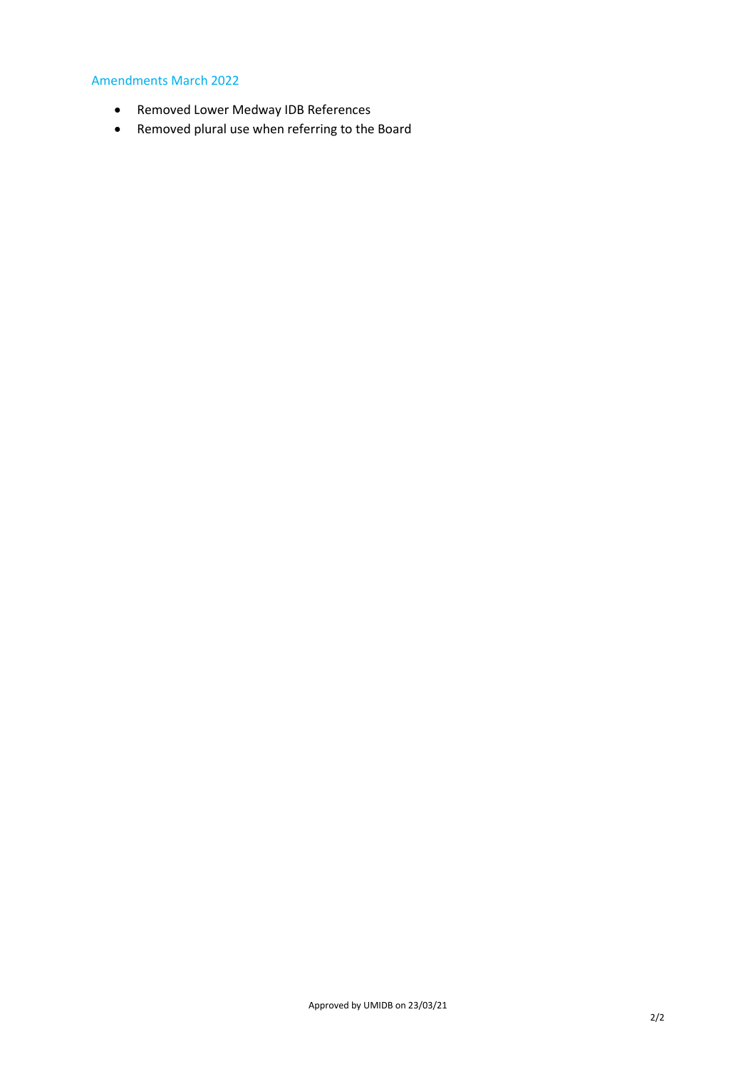## Amendments March 2022

- Removed Lower Medway IDB References
- Removed plural use when referring to the Board